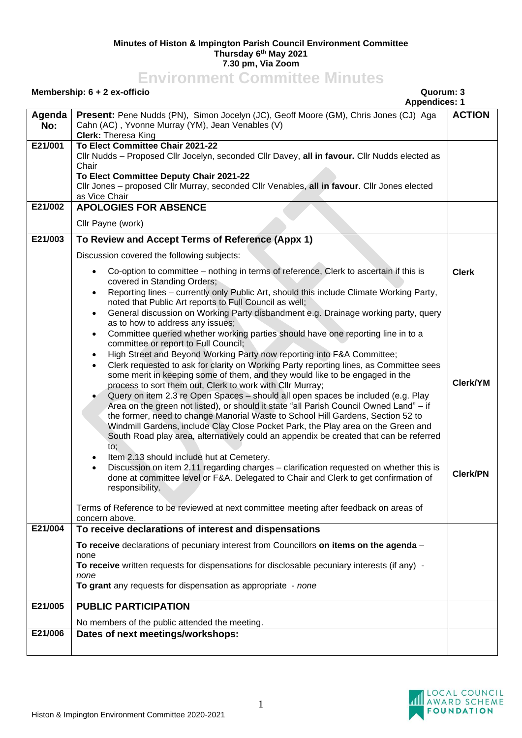**Minutes of Histon & Impington Parish Council Environment Committee**
**Thursday 6th May 2021**
**7.30 pm, Via Zoom**

# Environment Committee Minutes

**Membership: 6 + 2 ex-officio** **Quorum: 3**
**Appendices: 1**

| Agenda No: | **Present:** Pene Nudds (PN), Simon Jocelyn (JC), Geoff Moore (GM), Chris Jones (CJ) Aga Cahn (AC) , Yvonne Murray (YM), Jean Venables (V)<br>**Clerk:** Theresa King | **ACTION** |
|---|---|---|
| E21/001 | **To Elect Committee Chair 2021-22**<br>Cllr Nudds – Proposed Cllr Jocelyn, seconded Cllr Davey, **all in favour.** Cllr Nudds elected as Chair<br>**To Elect Committee Deputy Chair 2021-22**<br>Cllr Jones – proposed Cllr Murray, seconded Cllr Venables, **all in favour**. Cllr Jones elected as Vice Chair | |
| E21/002 | **APOLOGIES FOR ABSENCE**<br>Cllr Payne (work) | |
| E21/003 | **To Review and Accept Terms of Reference (Appx 1)**<br>Discussion covered the following subjects:<br>• Co-option to committee – nothing in terms of reference, Clerk to ascertain if this is covered in Standing Orders;<br>• Reporting lines – currently only Public Art, should this include Climate Working Party, noted that Public Art reports to Full Council as well;<br>• General discussion on Working Party disbandment e.g. Drainage working party, query as to how to address any issues;<br>• Committee queried whether working parties should have one reporting line in to a committee or report to Full Council;<br>• High Street and Beyond Working Party now reporting into F&A Committee;<br>• Clerk requested to ask for clarity on Working Party reporting lines, as Committee sees some merit in keeping some of them, and they would like to be engaged in the process to sort them out, Clerk to work with Cllr Murray;<br>• Query on item 2.3 re Open Spaces – should all open spaces be included (e.g. Play Area on the green not listed), or should it state "all Parish Council Owned Land" – if the former, need to change Manorial Waste to School Hill Gardens, Section 52 to Windmill Gardens, include Clay Close Pocket Park, the Play area on the Green and South Road play area, alternatively could an appendix be created that can be referred to;<br>• Item 2.13 should include hut at Cemetery.<br>• Discussion on item 2.11 regarding charges – clarification requested on whether this is done at committee level or F&A. Delegated to Chair and Clerk to get confirmation of responsibility.<br><br>Terms of Reference to be reviewed at next committee meeting after feedback on areas of concern above. | **Clerk**<br><br>**Clerk/YM**<br><br>**Clerk/PN** |
| E21/004 | **To receive declarations of interest and dispensations**<br>**To receive** declarations of pecuniary interest from Councillors **on items on the agenda** – none<br>**To receive** written requests for dispensations for disclosable pecuniary interests (if any) - *none*<br>**To grant** any requests for dispensation as appropriate - *none* | |
| E21/005 | **PUBLIC PARTICIPATION**<br>No members of the public attended the meeting. | |
| E21/006 | **Dates of next meetings/workshops:** | |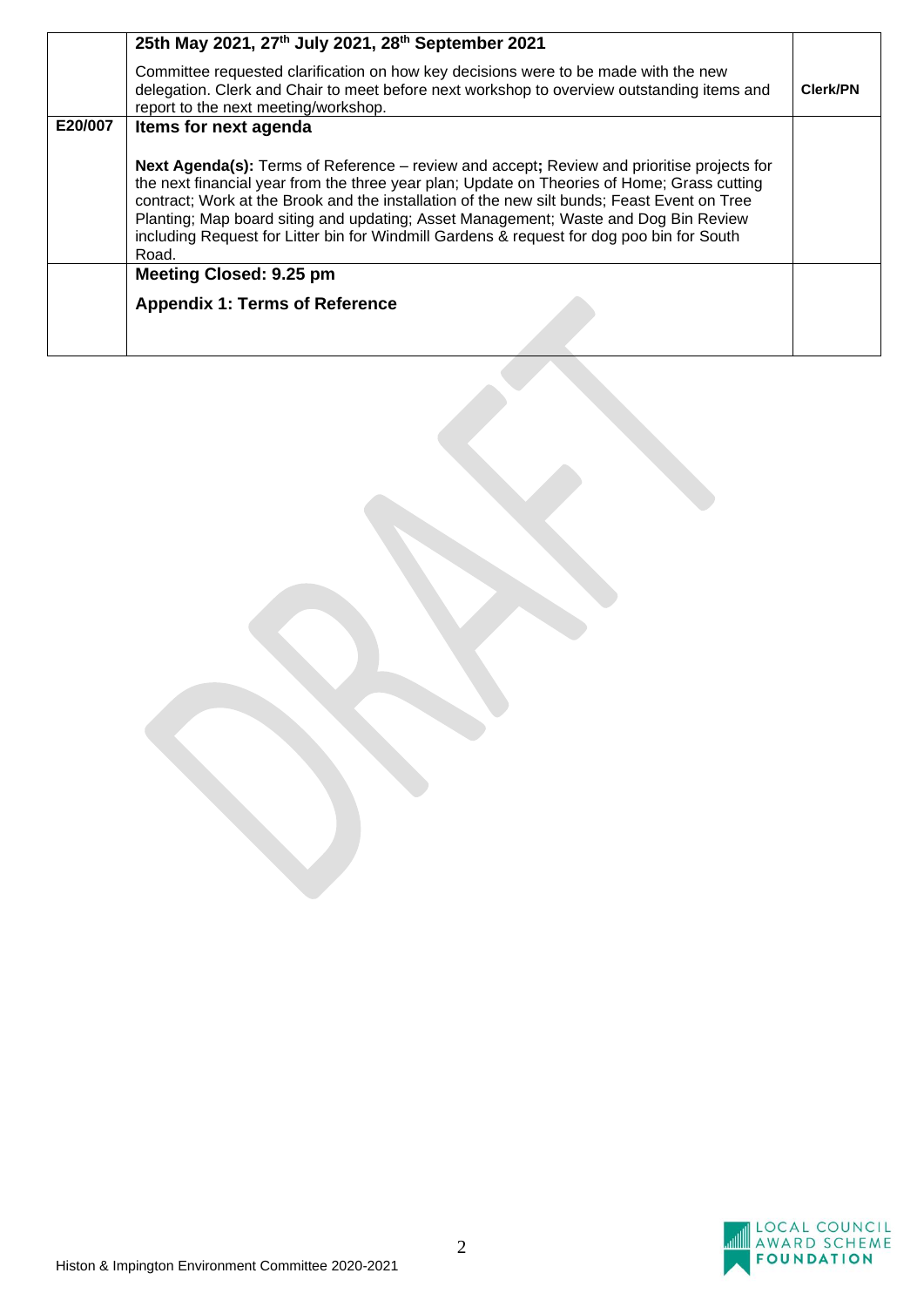| | | |
|---|---|---|
| | **25th May 2021, 27th July 2021, 28th September 2021**<br><br>Committee requested clarification on how key decisions were to be made with the new delegation. Clerk and Chair to meet before next workshop to overview outstanding items and report to the next meeting/workshop. | **Clerk/PN** |
| **E20/007** | **Items for next agenda**<br><br>**Next Agenda(s):** Terms of Reference – review and accept**;** Review and prioritise projects for the next financial year from the three year plan; Update on Theories of Home; Grass cutting contract; Work at the Brook and the installation of the new silt bunds; Feast Event on Tree Planting; Map board siting and updating; Asset Management; Waste and Dog Bin Review including Request for Litter bin for Windmill Gardens & request for dog poo bin for South Road. | |
| | **Meeting Closed: 9.25 pm**<br><br>**Appendix 1: Terms of Reference** | |

DRAFT